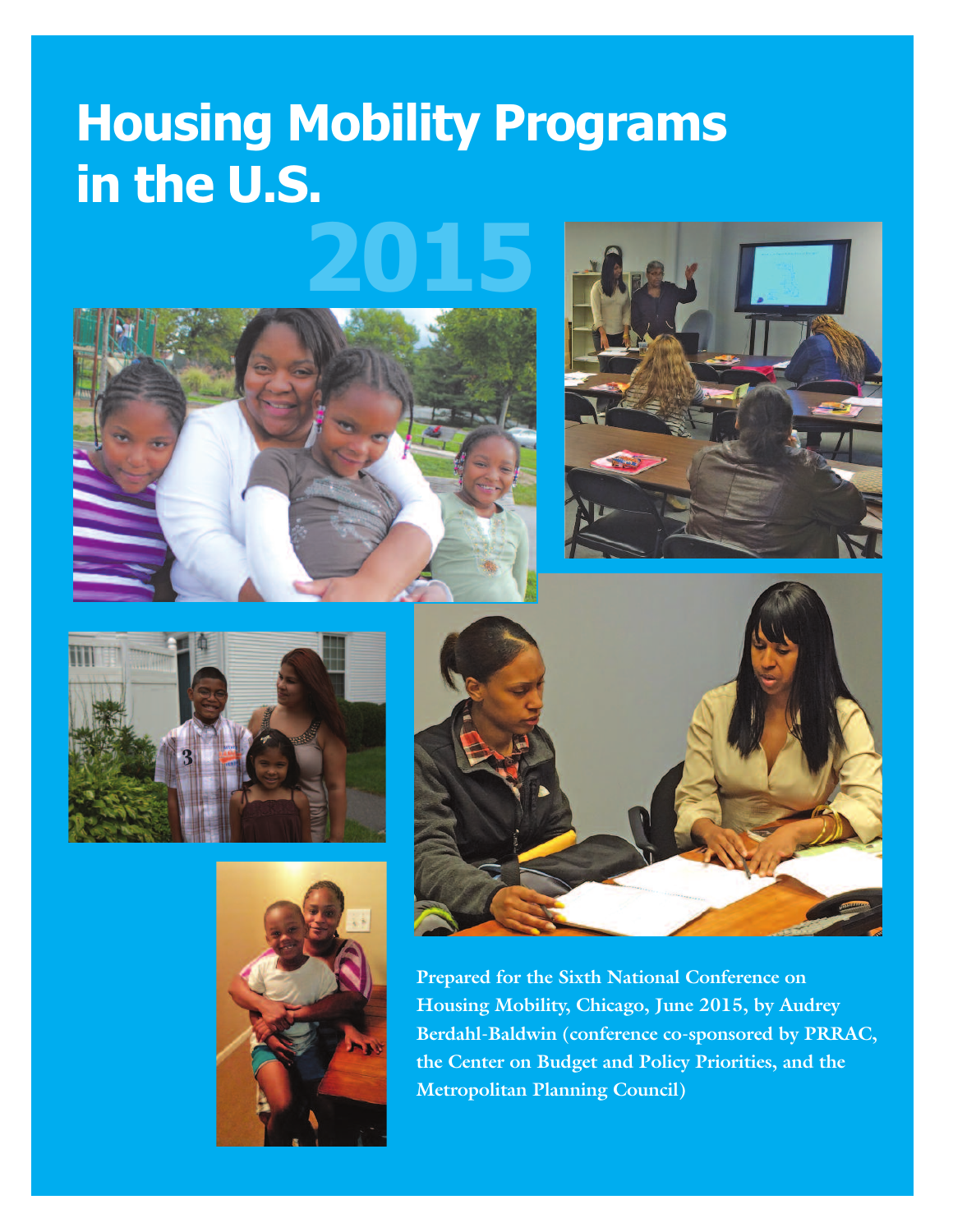# Housing Mobility Programs in the U.S.

# 2015

**Prepared for the Sixth National Conference on Housing Mobility, Chicago, June 2015, by Audrey Berdahl-Baldwin (conference co-sponsored by PRRAC, the Center on Budget and Policy Priorities, and the Metropolitan Planning Council)**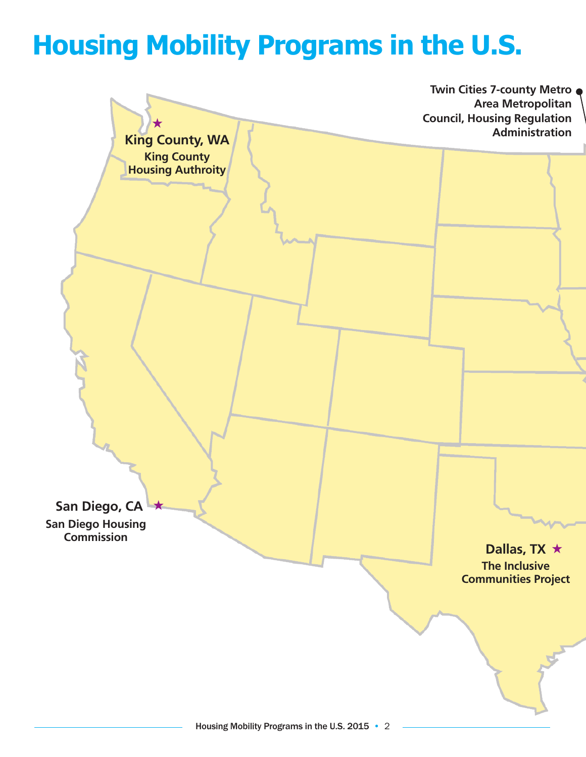# Housing Mobility Programs in the U.S.

**Twin Cities 7-county Metro Area Metropolitan Council, Housing Regulation Administration**

**King County, WA**
**King County Housing Authroity**

**San Diego, CA**
**San Diego Housing Commission**

**Dallas, TX**
**The Inclusive Communities Project**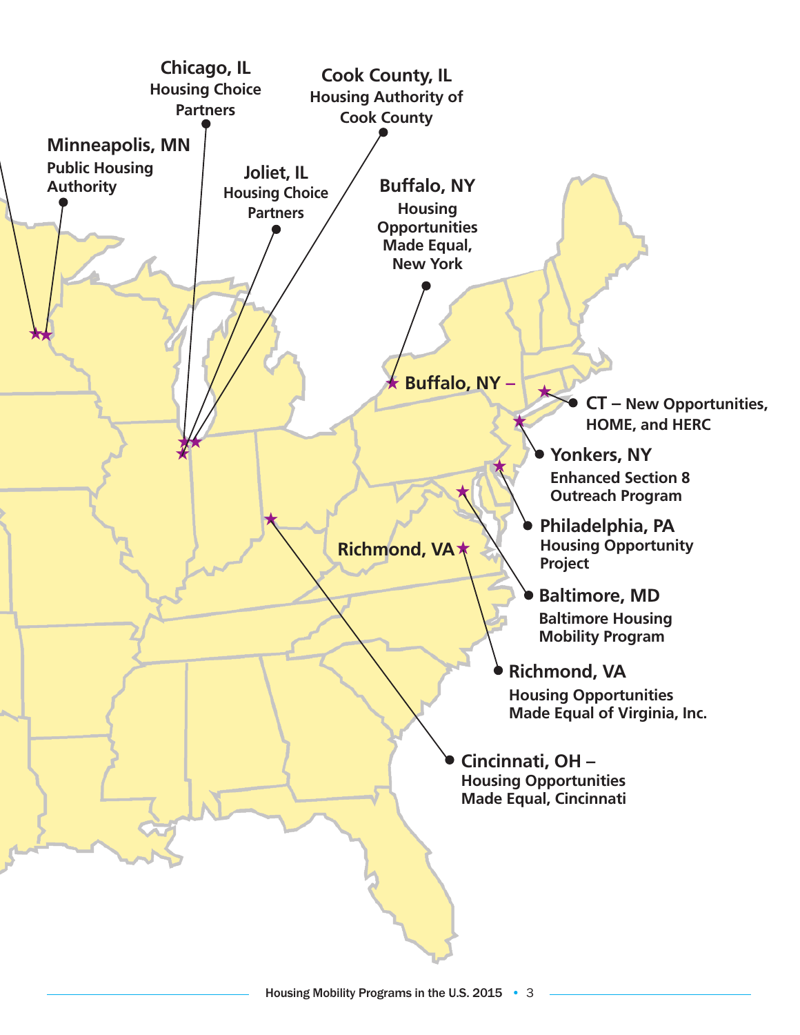**Chicago, IL**
Housing Choice Partners

**Cook County, IL**
Housing Authority of Cook County

**Minneapolis, MN**
Public Housing Authority

**Joliet, IL**
Housing Choice Partners

**Buffalo, NY**
Housing Opportunities Made Equal, New York

**Buffalo, NY –**

**CT** – New Opportunities, HOME, and HERC

**Yonkers, NY**
Enhanced Section 8 Outreach Program

**Philadelphia, PA**
Housing Opportunity Project

**Richmond, VA**

**Baltimore, MD**
Baltimore Housing Mobility Program

**Richmond, VA**
Housing Opportunities Made Equal of Virginia, Inc.

**Cincinnati, OH –**
Housing Opportunities Made Equal, Cincinnati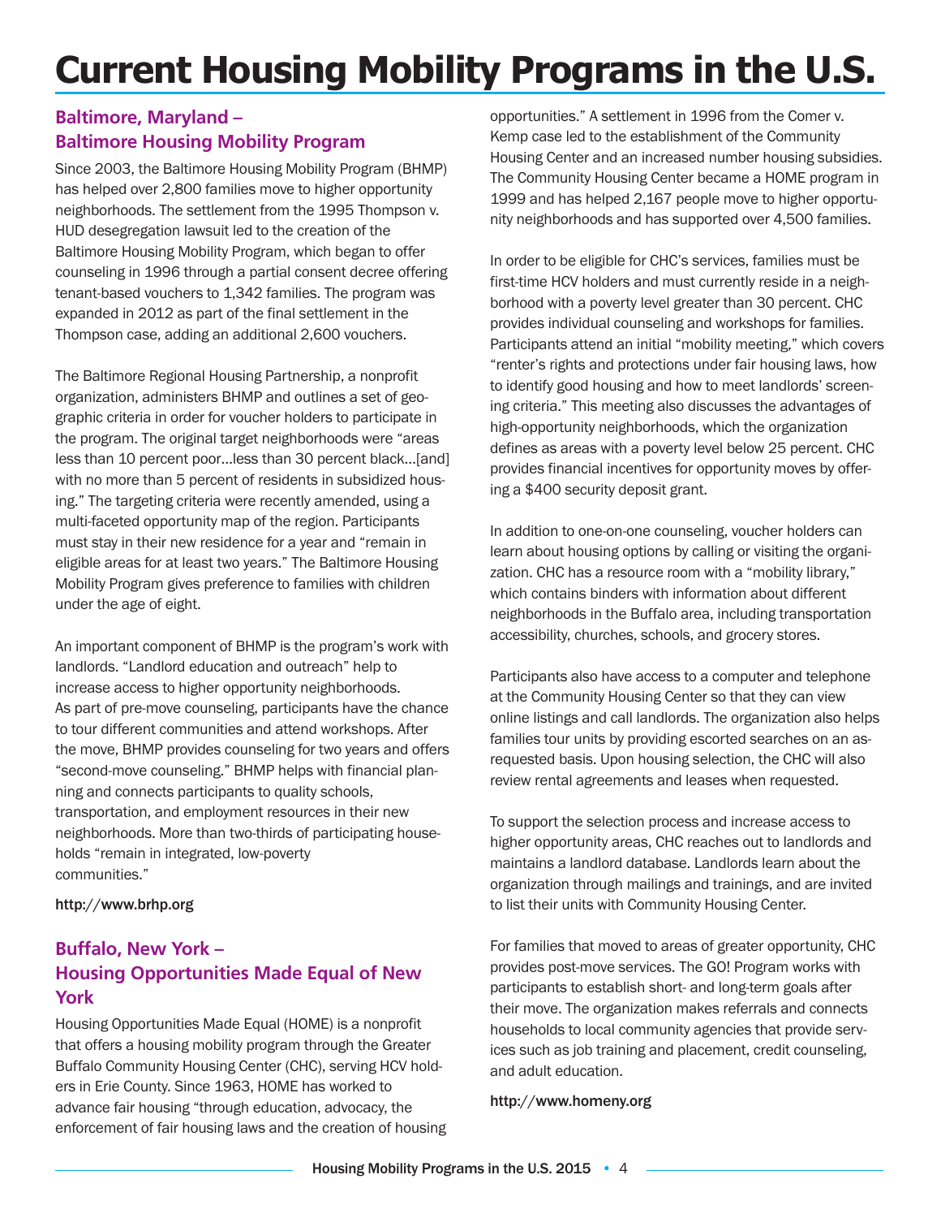# Current Housing Mobility Programs in the U.S.

## Baltimore, Maryland – Baltimore Housing Mobility Program

Since 2003, the Baltimore Housing Mobility Program (BHMP) has helped over 2,800 families move to higher opportunity neighborhoods. The settlement from the 1995 Thompson v. HUD desegregation lawsuit led to the creation of the Baltimore Housing Mobility Program, which began to offer counseling in 1996 through a partial consent decree offering tenant-based vouchers to 1,342 families. The program was expanded in 2012 as part of the final settlement in the Thompson case, adding an additional 2,600 vouchers.

The Baltimore Regional Housing Partnership, a nonprofit organization, administers BHMP and outlines a set of geographic criteria in order for voucher holders to participate in the program. The original target neighborhoods were "areas less than 10 percent poor…less than 30 percent black…[and] with no more than 5 percent of residents in subsidized housing." The targeting criteria were recently amended, using a multi-faceted opportunity map of the region. Participants must stay in their new residence for a year and "remain in eligible areas for at least two years." The Baltimore Housing Mobility Program gives preference to families with children under the age of eight.

An important component of BHMP is the program's work with landlords. "Landlord education and outreach" help to increase access to higher opportunity neighborhoods. As part of pre-move counseling, participants have the chance to tour different communities and attend workshops. After the move, BHMP provides counseling for two years and offers "second-move counseling." BHMP helps with financial planning and connects participants to quality schools, transportation, and employment resources in their new neighborhoods. More than two-thirds of participating households "remain in integrated, low-poverty communities."

http://www.brhp.org

## Buffalo, New York – Housing Opportunities Made Equal of New York

Housing Opportunities Made Equal (HOME) is a nonprofit that offers a housing mobility program through the Greater Buffalo Community Housing Center (CHC), serving HCV holders in Erie County. Since 1963, HOME has worked to advance fair housing "through education, advocacy, the enforcement of fair housing laws and the creation of housing opportunities." A settlement in 1996 from the Comer v. Kemp case led to the establishment of the Community Housing Center and an increased number housing subsidies. The Community Housing Center became a HOME program in 1999 and has helped 2,167 people move to higher opportunity neighborhoods and has supported over 4,500 families.

In order to be eligible for CHC's services, families must be first-time HCV holders and must currently reside in a neighborhood with a poverty level greater than 30 percent. CHC provides individual counseling and workshops for families. Participants attend an initial "mobility meeting," which covers "renter's rights and protections under fair housing laws, how to identify good housing and how to meet landlords' screening criteria." This meeting also discusses the advantages of high-opportunity neighborhoods, which the organization defines as areas with a poverty level below 25 percent. CHC provides financial incentives for opportunity moves by offering a $400 security deposit grant.

In addition to one-on-one counseling, voucher holders can learn about housing options by calling or visiting the organization. CHC has a resource room with a "mobility library," which contains binders with information about different neighborhoods in the Buffalo area, including transportation accessibility, churches, schools, and grocery stores.

Participants also have access to a computer and telephone at the Community Housing Center so that they can view online listings and call landlords. The organization also helps families tour units by providing escorted searches on an as-requested basis. Upon housing selection, the CHC will also review rental agreements and leases when requested.

To support the selection process and increase access to higher opportunity areas, CHC reaches out to landlords and maintains a landlord database. Landlords learn about the organization through mailings and trainings, and are invited to list their units with Community Housing Center.

For families that moved to areas of greater opportunity, CHC provides post-move services. The GO! Program works with participants to establish short- and long-term goals after their move. The organization makes referrals and connects households to local community agencies that provide services such as job training and placement, credit counseling, and adult education.

http://www.homeny.org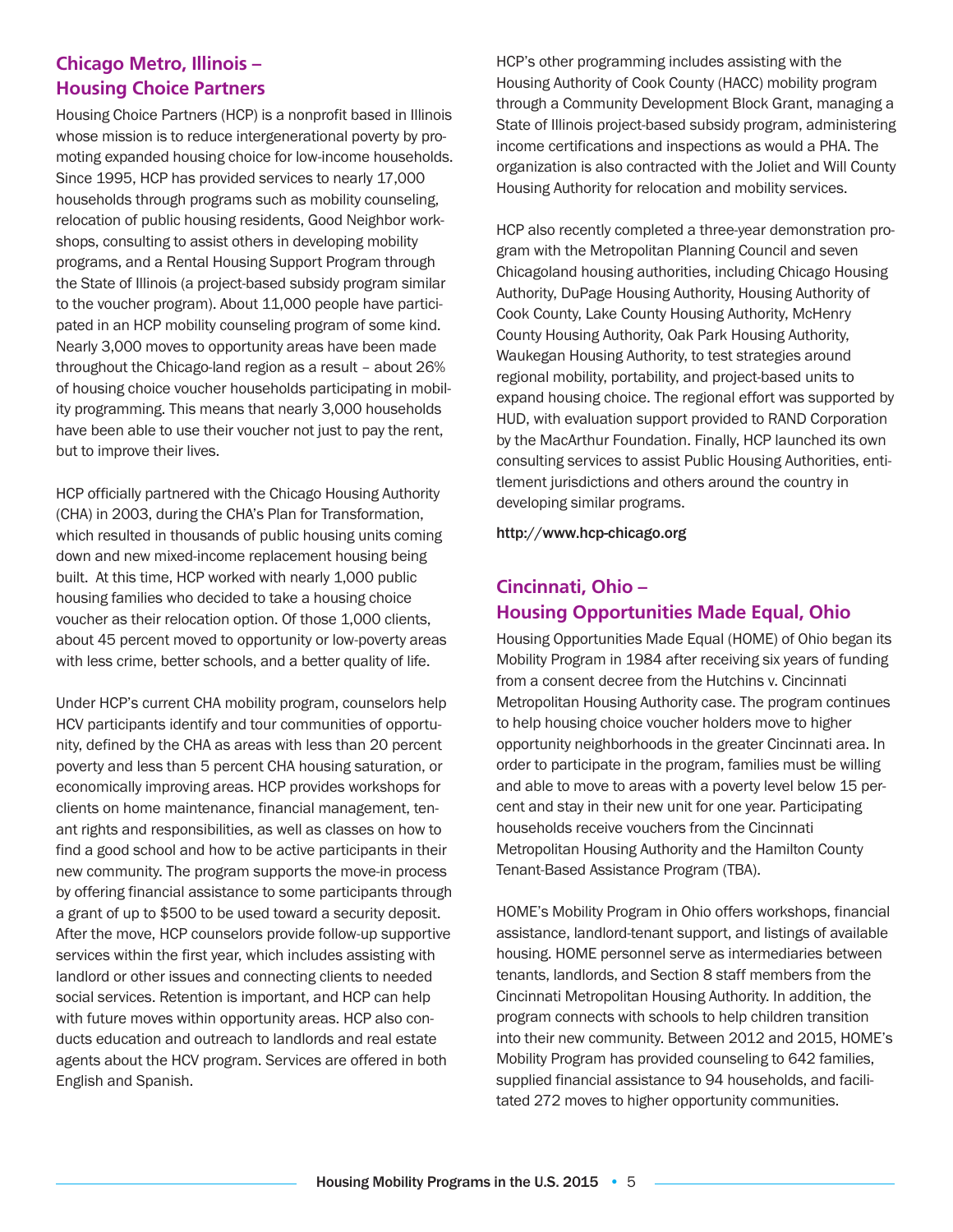## Chicago Metro, Illinois – Housing Choice Partners

Housing Choice Partners (HCP) is a nonprofit based in Illinois whose mission is to reduce intergenerational poverty by promoting expanded housing choice for low-income households. Since 1995, HCP has provided services to nearly 17,000 households through programs such as mobility counseling, relocation of public housing residents, Good Neighbor workshops, consulting to assist others in developing mobility programs, and a Rental Housing Support Program through the State of Illinois (a project-based subsidy program similar to the voucher program). About 11,000 people have participated in an HCP mobility counseling program of some kind. Nearly 3,000 moves to opportunity areas have been made throughout the Chicago-land region as a result – about 26% of housing choice voucher households participating in mobility programming. This means that nearly 3,000 households have been able to use their voucher not just to pay the rent, but to improve their lives.

HCP officially partnered with the Chicago Housing Authority (CHA) in 2003, during the CHA's Plan for Transformation, which resulted in thousands of public housing units coming down and new mixed-income replacement housing being built. At this time, HCP worked with nearly 1,000 public housing families who decided to take a housing choice voucher as their relocation option. Of those 1,000 clients, about 45 percent moved to opportunity or low-poverty areas with less crime, better schools, and a better quality of life.

Under HCP's current CHA mobility program, counselors help HCV participants identify and tour communities of opportunity, defined by the CHA as areas with less than 20 percent poverty and less than 5 percent CHA housing saturation, or economically improving areas. HCP provides workshops for clients on home maintenance, financial management, tenant rights and responsibilities, as well as classes on how to find a good school and how to be active participants in their new community. The program supports the move-in process by offering financial assistance to some participants through a grant of up to $500 to be used toward a security deposit. After the move, HCP counselors provide follow-up supportive services within the first year, which includes assisting with landlord or other issues and connecting clients to needed social services. Retention is important, and HCP can help with future moves within opportunity areas. HCP also conducts education and outreach to landlords and real estate agents about the HCV program. Services are offered in both English and Spanish.

HCP's other programming includes assisting with the Housing Authority of Cook County (HACC) mobility program through a Community Development Block Grant, managing a State of Illinois project-based subsidy program, administering income certifications and inspections as would a PHA. The organization is also contracted with the Joliet and Will County Housing Authority for relocation and mobility services.

HCP also recently completed a three-year demonstration program with the Metropolitan Planning Council and seven Chicagoland housing authorities, including Chicago Housing Authority, DuPage Housing Authority, Housing Authority of Cook County, Lake County Housing Authority, McHenry County Housing Authority, Oak Park Housing Authority, Waukegan Housing Authority, to test strategies around regional mobility, portability, and project-based units to expand housing choice. The regional effort was supported by HUD, with evaluation support provided to RAND Corporation by the MacArthur Foundation. Finally, HCP launched its own consulting services to assist Public Housing Authorities, entitlement jurisdictions and others around the country in developing similar programs.

http://www.hcp-chicago.org

## Cincinnati, Ohio – Housing Opportunities Made Equal, Ohio

Housing Opportunities Made Equal (HOME) of Ohio began its Mobility Program in 1984 after receiving six years of funding from a consent decree from the Hutchins v. Cincinnati Metropolitan Housing Authority case. The program continues to help housing choice voucher holders move to higher opportunity neighborhoods in the greater Cincinnati area. In order to participate in the program, families must be willing and able to move to areas with a poverty level below 15 percent and stay in their new unit for one year. Participating households receive vouchers from the Cincinnati Metropolitan Housing Authority and the Hamilton County Tenant-Based Assistance Program (TBA).

HOME's Mobility Program in Ohio offers workshops, financial assistance, landlord-tenant support, and listings of available housing. HOME personnel serve as intermediaries between tenants, landlords, and Section 8 staff members from the Cincinnati Metropolitan Housing Authority. In addition, the program connects with schools to help children transition into their new community. Between 2012 and 2015, HOME's Mobility Program has provided counseling to 642 families, supplied financial assistance to 94 households, and facilitated 272 moves to higher opportunity communities.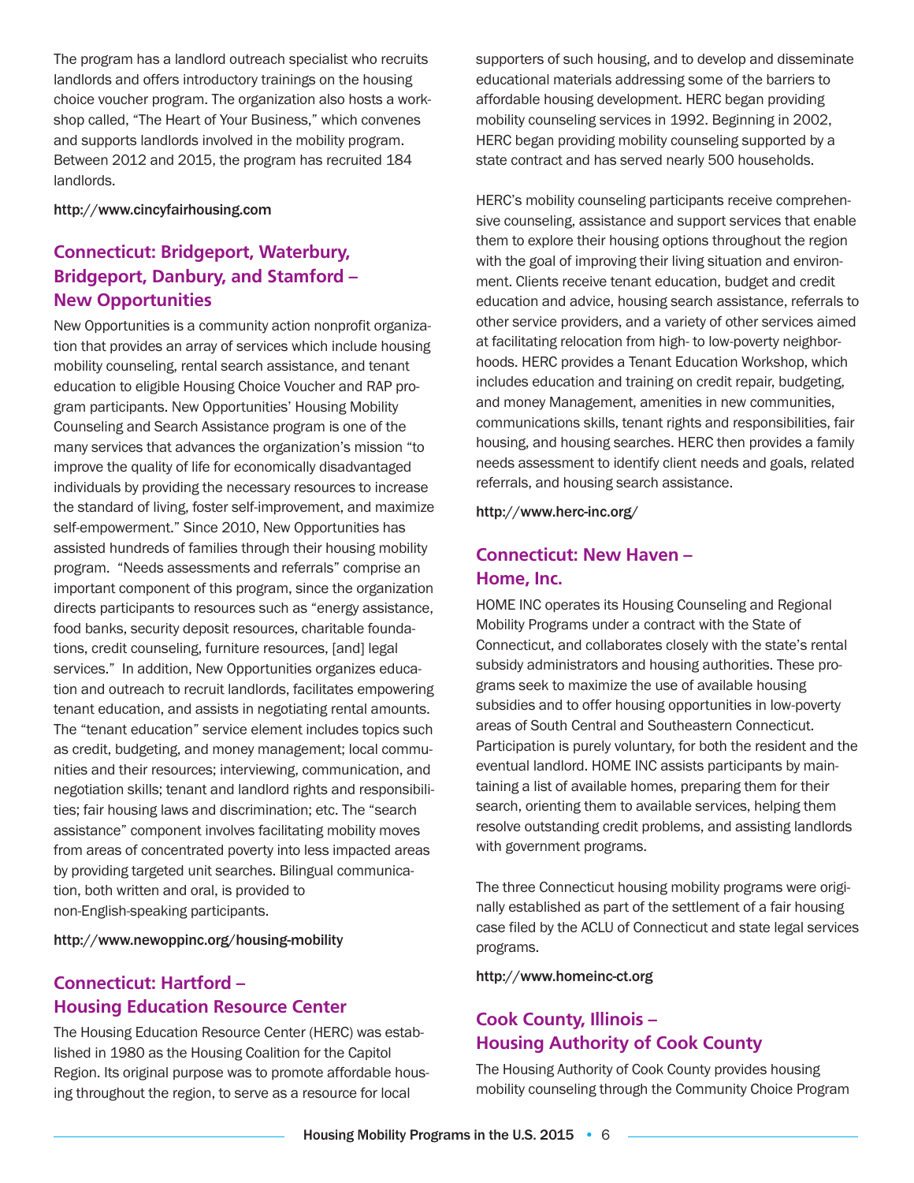The program has a landlord outreach specialist who recruits landlords and offers introductory trainings on the housing choice voucher program. The organization also hosts a workshop called, "The Heart of Your Business," which convenes and supports landlords involved in the mobility program. Between 2012 and 2015, the program has recruited 184 landlords.

http://www.cincyfairhousing.com

## Connecticut: Bridgeport, Waterbury, Bridgeport, Danbury, and Stamford – New Opportunities

New Opportunities is a community action nonprofit organization that provides an array of services which include housing mobility counseling, rental search assistance, and tenant education to eligible Housing Choice Voucher and RAP program participants. New Opportunities' Housing Mobility Counseling and Search Assistance program is one of the many services that advances the organization's mission "to improve the quality of life for economically disadvantaged individuals by providing the necessary resources to increase the standard of living, foster self-improvement, and maximize self-empowerment." Since 2010, New Opportunities has assisted hundreds of families through their housing mobility program. "Needs assessments and referrals" comprise an important component of this program, since the organization directs participants to resources such as "energy assistance, food banks, security deposit resources, charitable foundations, credit counseling, furniture resources, [and] legal services." In addition, New Opportunities organizes education and outreach to recruit landlords, facilitates empowering tenant education, and assists in negotiating rental amounts. The "tenant education" service element includes topics such as credit, budgeting, and money management; local communities and their resources; interviewing, communication, and negotiation skills; tenant and landlord rights and responsibilities; fair housing laws and discrimination; etc. The "search assistance" component involves facilitating mobility moves from areas of concentrated poverty into less impacted areas by providing targeted unit searches. Bilingual communication, both written and oral, is provided to non-English-speaking participants.

http://www.newoppinc.org/housing-mobility

## Connecticut: Hartford – Housing Education Resource Center

The Housing Education Resource Center (HERC) was established in 1980 as the Housing Coalition for the Capitol Region. Its original purpose was to promote affordable housing throughout the region, to serve as a resource for local supporters of such housing, and to develop and disseminate educational materials addressing some of the barriers to affordable housing development. HERC began providing mobility counseling services in 1992. Beginning in 2002, HERC began providing mobility counseling supported by a state contract and has served nearly 500 households.

HERC's mobility counseling participants receive comprehensive counseling, assistance and support services that enable them to explore their housing options throughout the region with the goal of improving their living situation and environment. Clients receive tenant education, budget and credit education and advice, housing search assistance, referrals to other service providers, and a variety of other services aimed at facilitating relocation from high- to low-poverty neighborhoods. HERC provides a Tenant Education Workshop, which includes education and training on credit repair, budgeting, and money Management, amenities in new communities, communications skills, tenant rights and responsibilities, fair housing, and housing searches. HERC then provides a family needs assessment to identify client needs and goals, related referrals, and housing search assistance.

http://www.herc-inc.org/

## Connecticut: New Haven – Home, Inc.

HOME INC operates its Housing Counseling and Regional Mobility Programs under a contract with the State of Connecticut, and collaborates closely with the state's rental subsidy administrators and housing authorities. These programs seek to maximize the use of available housing subsidies and to offer housing opportunities in low-poverty areas of South Central and Southeastern Connecticut. Participation is purely voluntary, for both the resident and the eventual landlord. HOME INC assists participants by maintaining a list of available homes, preparing them for their search, orienting them to available services, helping them resolve outstanding credit problems, and assisting landlords with government programs.

The three Connecticut housing mobility programs were originally established as part of the settlement of a fair housing case filed by the ACLU of Connecticut and state legal services programs.

http://www.homeinc-ct.org

## Cook County, Illinois – Housing Authority of Cook County

The Housing Authority of Cook County provides housing mobility counseling through the Community Choice Program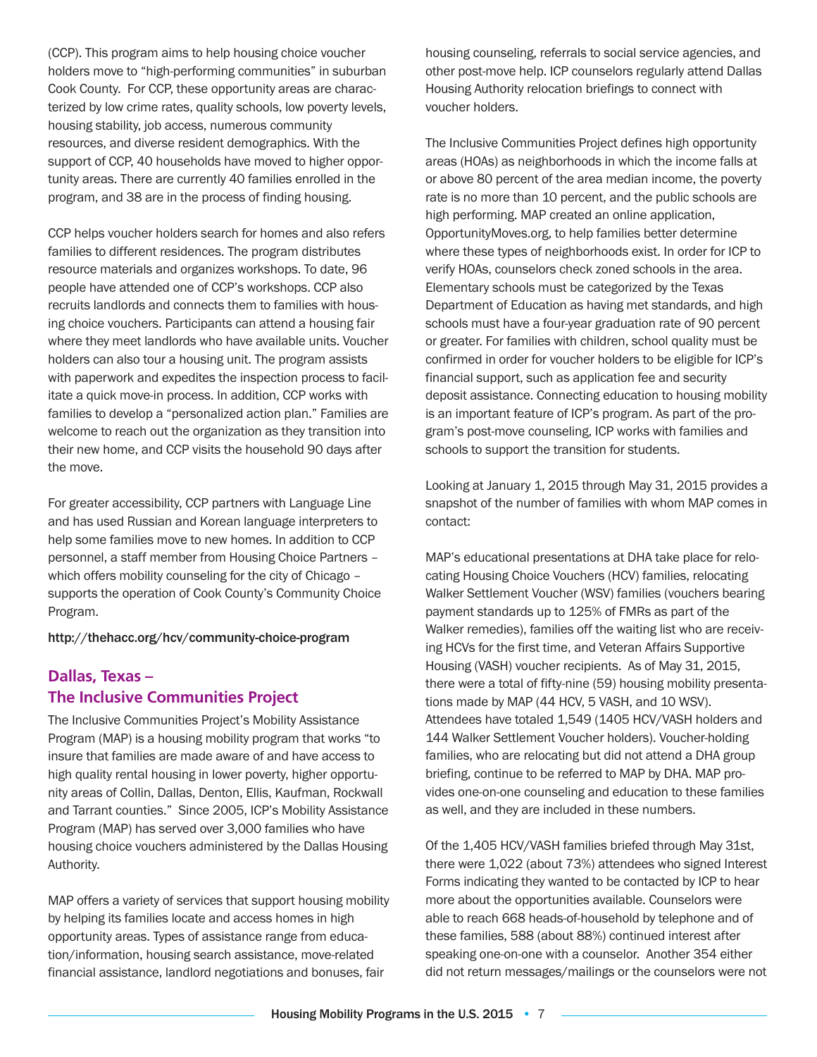(CCP). This program aims to help housing choice voucher holders move to "high-performing communities" in suburban Cook County. For CCP, these opportunity areas are characterized by low crime rates, quality schools, low poverty levels, housing stability, job access, numerous community resources, and diverse resident demographics. With the support of CCP, 40 households have moved to higher opportunity areas. There are currently 40 families enrolled in the program, and 38 are in the process of finding housing.

CCP helps voucher holders search for homes and also refers families to different residences. The program distributes resource materials and organizes workshops. To date, 96 people have attended one of CCP's workshops. CCP also recruits landlords and connects them to families with housing choice vouchers. Participants can attend a housing fair where they meet landlords who have available units. Voucher holders can also tour a housing unit. The program assists with paperwork and expedites the inspection process to facilitate a quick move-in process. In addition, CCP works with families to develop a "personalized action plan." Families are welcome to reach out the organization as they transition into their new home, and CCP visits the household 90 days after the move.

For greater accessibility, CCP partners with Language Line and has used Russian and Korean language interpreters to help some families move to new homes. In addition to CCP personnel, a staff member from Housing Choice Partners – which offers mobility counseling for the city of Chicago – supports the operation of Cook County's Community Choice Program.

http://thehacc.org/hcv/community-choice-program

## Dallas, Texas – The Inclusive Communities Project

The Inclusive Communities Project's Mobility Assistance Program (MAP) is a housing mobility program that works "to insure that families are made aware of and have access to high quality rental housing in lower poverty, higher opportunity areas of Collin, Dallas, Denton, Ellis, Kaufman, Rockwall and Tarrant counties." Since 2005, ICP's Mobility Assistance Program (MAP) has served over 3,000 families who have housing choice vouchers administered by the Dallas Housing Authority.

MAP offers a variety of services that support housing mobility by helping its families locate and access homes in high opportunity areas. Types of assistance range from education/information, housing search assistance, move-related financial assistance, landlord negotiations and bonuses, fair housing counseling, referrals to social service agencies, and other post-move help. ICP counselors regularly attend Dallas Housing Authority relocation briefings to connect with voucher holders.

The Inclusive Communities Project defines high opportunity areas (HOAs) as neighborhoods in which the income falls at or above 80 percent of the area median income, the poverty rate is no more than 10 percent, and the public schools are high performing. MAP created an online application, OpportunityMoves.org, to help families better determine where these types of neighborhoods exist. In order for ICP to verify HOAs, counselors check zoned schools in the area. Elementary schools must be categorized by the Texas Department of Education as having met standards, and high schools must have a four-year graduation rate of 90 percent or greater. For families with children, school quality must be confirmed in order for voucher holders to be eligible for ICP's financial support, such as application fee and security deposit assistance. Connecting education to housing mobility is an important feature of ICP's program. As part of the program's post-move counseling, ICP works with families and schools to support the transition for students.

Looking at January 1, 2015 through May 31, 2015 provides a snapshot of the number of families with whom MAP comes in contact:

MAP's educational presentations at DHA take place for relocating Housing Choice Vouchers (HCV) families, relocating Walker Settlement Voucher (WSV) families (vouchers bearing payment standards up to 125% of FMRs as part of the Walker remedies), families off the waiting list who are receiving HCVs for the first time, and Veteran Affairs Supportive Housing (VASH) voucher recipients. As of May 31, 2015, there were a total of fifty-nine (59) housing mobility presentations made by MAP (44 HCV, 5 VASH, and 10 WSV). Attendees have totaled 1,549 (1405 HCV/VASH holders and 144 Walker Settlement Voucher holders). Voucher-holding families, who are relocating but did not attend a DHA group briefing, continue to be referred to MAP by DHA. MAP provides one-on-one counseling and education to these families as well, and they are included in these numbers.

Of the 1,405 HCV/VASH families briefed through May 31st, there were 1,022 (about 73%) attendees who signed Interest Forms indicating they wanted to be contacted by ICP to hear more about the opportunities available. Counselors were able to reach 668 heads-of-household by telephone and of these families, 588 (about 88%) continued interest after speaking one-on-one with a counselor. Another 354 either did not return messages/mailings or the counselors were not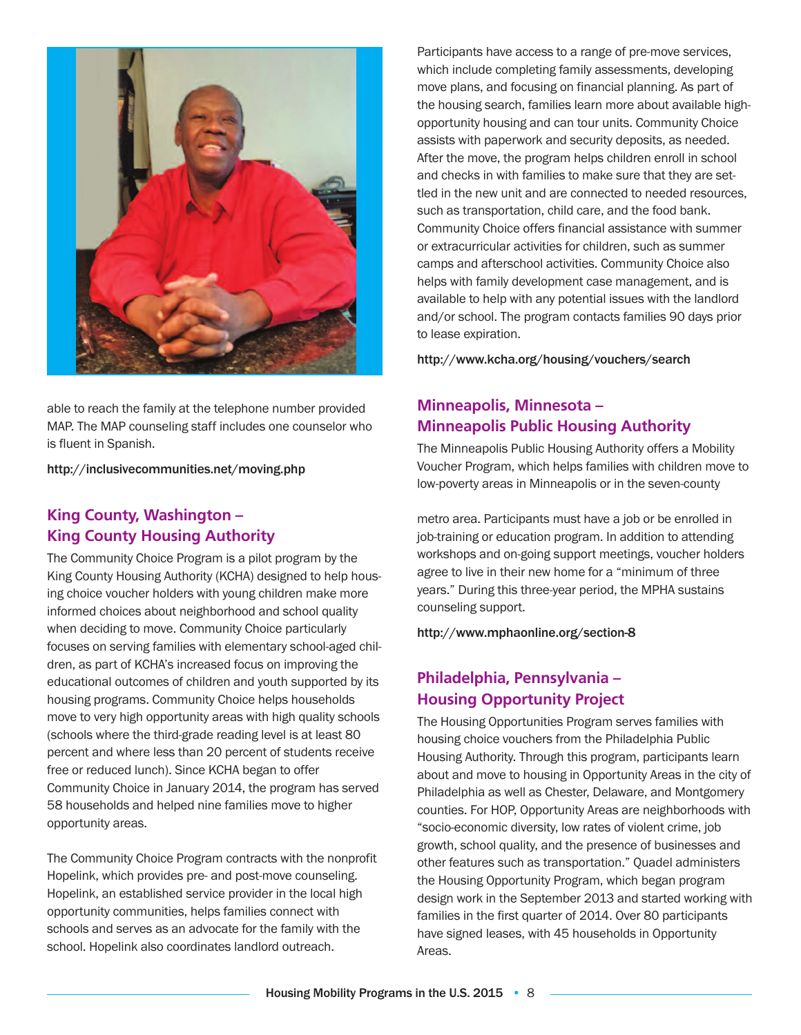able to reach the family at the telephone number provided MAP. The MAP counseling staff includes one counselor who is fluent in Spanish.

**http://inclusivecommunities.net/moving.php**

## King County, Washington – King County Housing Authority

The Community Choice Program is a pilot program by the King County Housing Authority (KCHA) designed to help housing choice voucher holders with young children make more informed choices about neighborhood and school quality when deciding to move. Community Choice particularly focuses on serving families with elementary school-aged children, as part of KCHA's increased focus on improving the educational outcomes of children and youth supported by its housing programs. Community Choice helps households move to very high opportunity areas with high quality schools (schools where the third-grade reading level is at least 80 percent and where less than 20 percent of students receive free or reduced lunch). Since KCHA began to offer Community Choice in January 2014, the program has served 58 households and helped nine families move to higher opportunity areas.

The Community Choice Program contracts with the nonprofit Hopelink, which provides pre- and post-move counseling. Hopelink, an established service provider in the local high opportunity communities, helps families connect with schools and serves as an advocate for the family with the school. Hopelink also coordinates landlord outreach.

Participants have access to a range of pre-move services, which include completing family assessments, developing move plans, and focusing on financial planning. As part of the housing search, families learn more about available high-opportunity housing and can tour units. Community Choice assists with paperwork and security deposits, as needed. After the move, the program helps children enroll in school and checks in with families to make sure that they are settled in the new unit and are connected to needed resources, such as transportation, child care, and the food bank. Community Choice offers financial assistance with summer or extracurricular activities for children, such as summer camps and afterschool activities. Community Choice also helps with family development case management, and is available to help with any potential issues with the landlord and/or school. The program contacts families 90 days prior to lease expiration.

**http://www.kcha.org/housing/vouchers/search**

## Minneapolis, Minnesota – Minneapolis Public Housing Authority

The Minneapolis Public Housing Authority offers a Mobility Voucher Program, which helps families with children move to low-poverty areas in Minneapolis or in the seven-county metro area. Participants must have a job or be enrolled in job-training or education program. In addition to attending workshops and on-going support meetings, voucher holders agree to live in their new home for a "minimum of three years." During this three-year period, the MPHA sustains counseling support.

**http://www.mphaonline.org/section-8**

## Philadelphia, Pennsylvania – Housing Opportunity Project

The Housing Opportunities Program serves families with housing choice vouchers from the Philadelphia Public Housing Authority. Through this program, participants learn about and move to housing in Opportunity Areas in the city of Philadelphia as well as Chester, Delaware, and Montgomery counties. For HOP, Opportunity Areas are neighborhoods with "socio-economic diversity, low rates of violent crime, job growth, school quality, and the presence of businesses and other features such as transportation." Quadel administers the Housing Opportunity Program, which began program design work in the September 2013 and started working with families in the first quarter of 2014. Over 80 participants have signed leases, with 45 households in Opportunity Areas.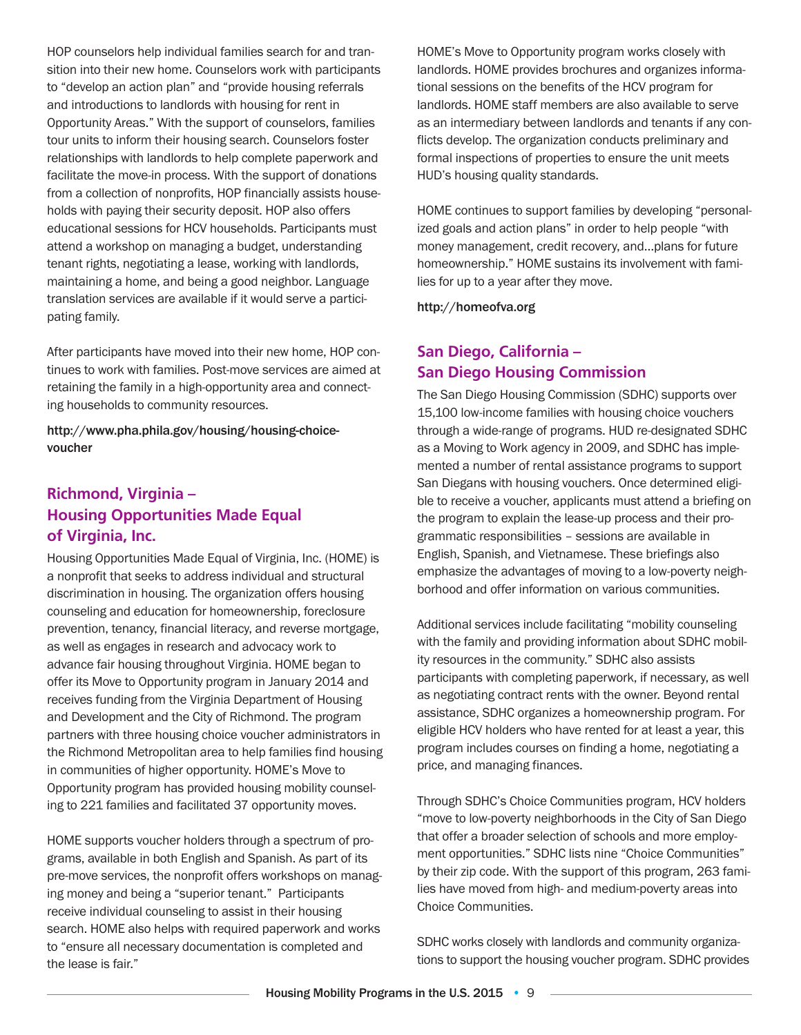HOP counselors help individual families search for and transition into their new home. Counselors work with participants to "develop an action plan" and "provide housing referrals and introductions to landlords with housing for rent in Opportunity Areas." With the support of counselors, families tour units to inform their housing search. Counselors foster relationships with landlords to help complete paperwork and facilitate the move-in process. With the support of donations from a collection of nonprofits, HOP financially assists households with paying their security deposit. HOP also offers educational sessions for HCV households. Participants must attend a workshop on managing a budget, understanding tenant rights, negotiating a lease, working with landlords, maintaining a home, and being a good neighbor. Language translation services are available if it would serve a participating family.

After participants have moved into their new home, HOP continues to work with families. Post-move services are aimed at retaining the family in a high-opportunity area and connecting households to community resources.

http://www.pha.phila.gov/housing/housing-choice-voucher

## Richmond, Virginia – Housing Opportunities Made Equal of Virginia, Inc.

Housing Opportunities Made Equal of Virginia, Inc. (HOME) is a nonprofit that seeks to address individual and structural discrimination in housing. The organization offers housing counseling and education for homeownership, foreclosure prevention, tenancy, financial literacy, and reverse mortgage, as well as engages in research and advocacy work to advance fair housing throughout Virginia. HOME began to offer its Move to Opportunity program in January 2014 and receives funding from the Virginia Department of Housing and Development and the City of Richmond. The program partners with three housing choice voucher administrators in the Richmond Metropolitan area to help families find housing in communities of higher opportunity. HOME's Move to Opportunity program has provided housing mobility counseling to 221 families and facilitated 37 opportunity moves.

HOME supports voucher holders through a spectrum of programs, available in both English and Spanish. As part of its pre-move services, the nonprofit offers workshops on managing money and being a "superior tenant." Participants receive individual counseling to assist in their housing search. HOME also helps with required paperwork and works to "ensure all necessary documentation is completed and the lease is fair."

HOME's Move to Opportunity program works closely with landlords. HOME provides brochures and organizes informational sessions on the benefits of the HCV program for landlords. HOME staff members are also available to serve as an intermediary between landlords and tenants if any conflicts develop. The organization conducts preliminary and formal inspections of properties to ensure the unit meets HUD's housing quality standards.

HOME continues to support families by developing "personalized goals and action plans" in order to help people "with money management, credit recovery, and…plans for future homeownership." HOME sustains its involvement with families for up to a year after they move.

http://homeofva.org

## San Diego, California – San Diego Housing Commission

The San Diego Housing Commission (SDHC) supports over 15,100 low-income families with housing choice vouchers through a wide-range of programs. HUD re-designated SDHC as a Moving to Work agency in 2009, and SDHC has implemented a number of rental assistance programs to support San Diegans with housing vouchers. Once determined eligible to receive a voucher, applicants must attend a briefing on the program to explain the lease-up process and their programmatic responsibilities – sessions are available in English, Spanish, and Vietnamese. These briefings also emphasize the advantages of moving to a low-poverty neighborhood and offer information on various communities.

Additional services include facilitating "mobility counseling with the family and providing information about SDHC mobility resources in the community." SDHC also assists participants with completing paperwork, if necessary, as well as negotiating contract rents with the owner. Beyond rental assistance, SDHC organizes a homeownership program. For eligible HCV holders who have rented for at least a year, this program includes courses on finding a home, negotiating a price, and managing finances.

Through SDHC's Choice Communities program, HCV holders "move to low-poverty neighborhoods in the City of San Diego that offer a broader selection of schools and more employment opportunities." SDHC lists nine "Choice Communities" by their zip code. With the support of this program, 263 families have moved from high- and medium-poverty areas into Choice Communities.

SDHC works closely with landlords and community organizations to support the housing voucher program. SDHC provides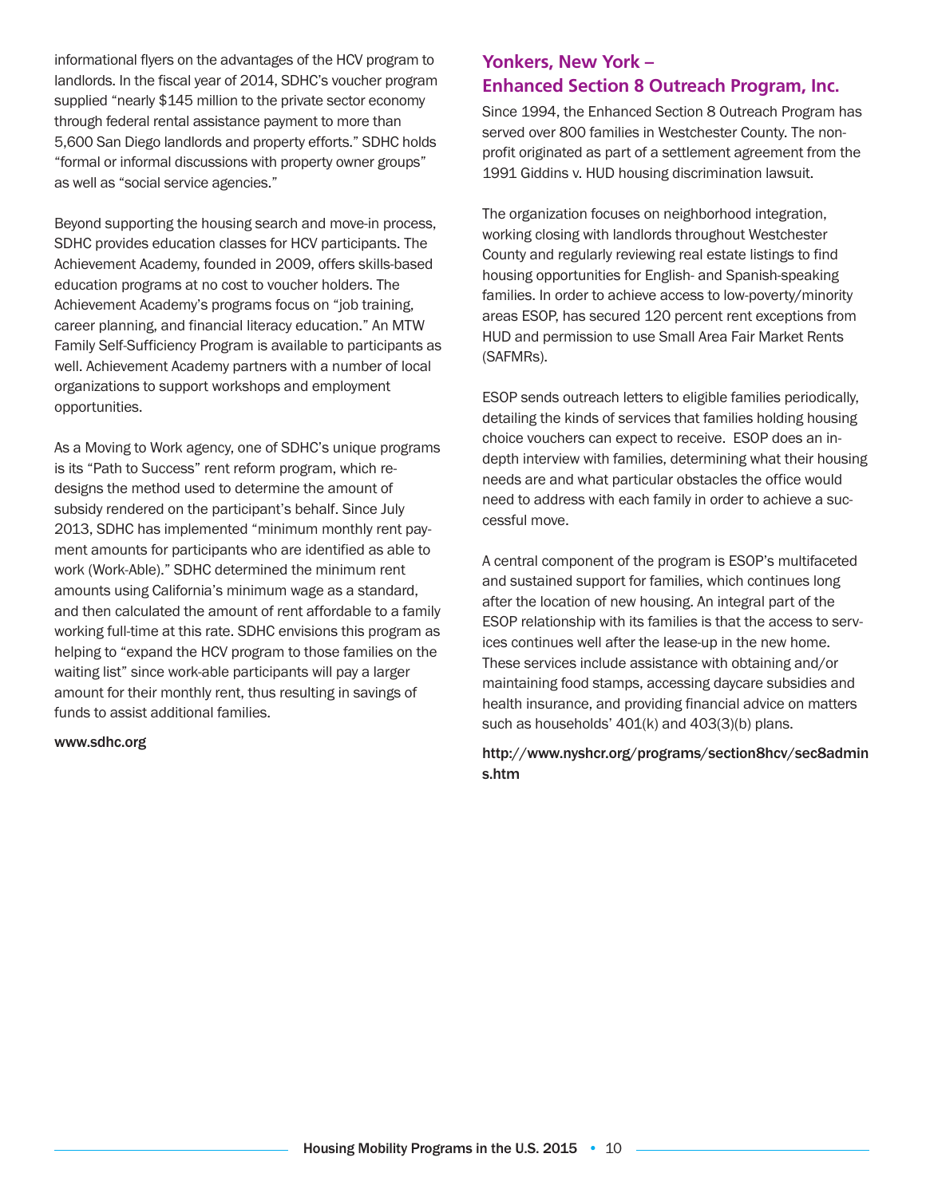informational flyers on the advantages of the HCV program to landlords. In the fiscal year of 2014, SDHC's voucher program supplied "nearly $145 million to the private sector economy through federal rental assistance payment to more than 5,600 San Diego landlords and property efforts." SDHC holds "formal or informal discussions with property owner groups" as well as "social service agencies."

Beyond supporting the housing search and move-in process, SDHC provides education classes for HCV participants. The Achievement Academy, founded in 2009, offers skills-based education programs at no cost to voucher holders. The Achievement Academy's programs focus on "job training, career planning, and financial literacy education." An MTW Family Self-Sufficiency Program is available to participants as well. Achievement Academy partners with a number of local organizations to support workshops and employment opportunities.

As a Moving to Work agency, one of SDHC's unique programs is its "Path to Success" rent reform program, which re-designs the method used to determine the amount of subsidy rendered on the participant's behalf. Since July 2013, SDHC has implemented "minimum monthly rent payment amounts for participants who are identified as able to work (Work-Able)." SDHC determined the minimum rent amounts using California's minimum wage as a standard, and then calculated the amount of rent affordable to a family working full-time at this rate. SDHC envisions this program as helping to "expand the HCV program to those families on the waiting list" since work-able participants will pay a larger amount for their monthly rent, thus resulting in savings of funds to assist additional families.

**www.sdhc.org**

## Yonkers, New York – Enhanced Section 8 Outreach Program, Inc.

Since 1994, the Enhanced Section 8 Outreach Program has served over 800 families in Westchester County. The non-profit originated as part of a settlement agreement from the 1991 Giddins v. HUD housing discrimination lawsuit.

The organization focuses on neighborhood integration, working closing with landlords throughout Westchester County and regularly reviewing real estate listings to find housing opportunities for English- and Spanish-speaking families. In order to achieve access to low-poverty/minority areas ESOP, has secured 120 percent rent exceptions from HUD and permission to use Small Area Fair Market Rents (SAFMRs).

ESOP sends outreach letters to eligible families periodically, detailing the kinds of services that families holding housing choice vouchers can expect to receive. ESOP does an in-depth interview with families, determining what their housing needs are and what particular obstacles the office would need to address with each family in order to achieve a successful move.

A central component of the program is ESOP's multifaceted and sustained support for families, which continues long after the location of new housing. An integral part of the ESOP relationship with its families is that the access to services continues well after the lease-up in the new home. These services include assistance with obtaining and/or maintaining food stamps, accessing daycare subsidies and health insurance, and providing financial advice on matters such as households' 401(k) and 403(3)(b) plans.

**http://www.nyshcr.org/programs/section8hcv/sec8admins.htm**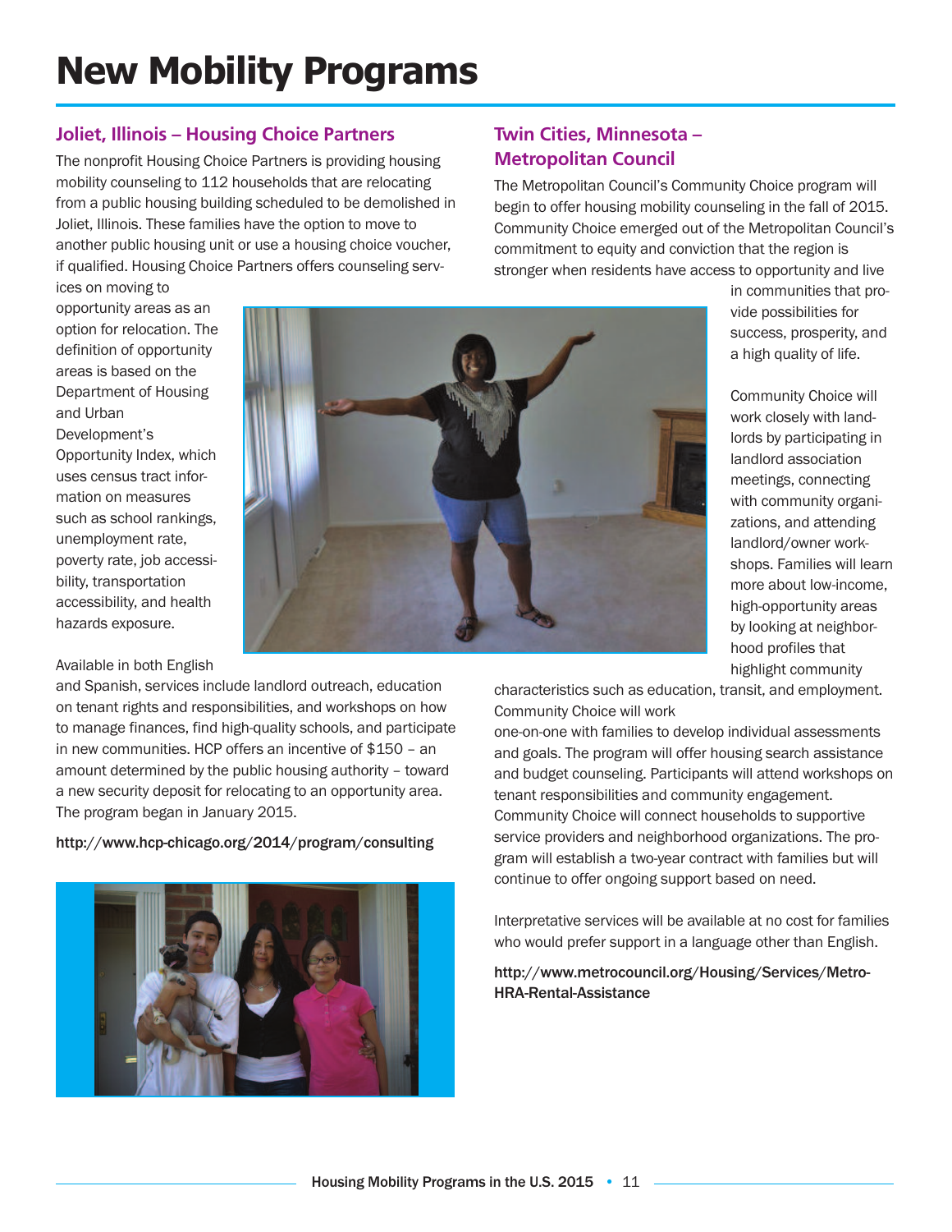# New Mobility Programs

## Joliet, Illinois – Housing Choice Partners

The nonprofit Housing Choice Partners is providing housing mobility counseling to 112 households that are relocating from a public housing building scheduled to be demolished in Joliet, Illinois. These families have the option to move to another public housing unit or use a housing choice voucher, if qualified. Housing Choice Partners offers counseling services on moving to opportunity areas as an option for relocation. The definition of opportunity areas is based on the Department of Housing and Urban Development's Opportunity Index, which uses census tract information on measures such as school rankings, unemployment rate, poverty rate, job accessibility, transportation accessibility, and health hazards exposure.

Available in both English and Spanish, services include landlord outreach, education on tenant rights and responsibilities, and workshops on how to manage finances, find high-quality schools, and participate in new communities. HCP offers an incentive of $150 – an amount determined by the public housing authority – toward a new security deposit for relocating to an opportunity area. The program began in January 2015.

**http://www.hcp-chicago.org/2014/program/consulting**

## Twin Cities, Minnesota – Metropolitan Council

The Metropolitan Council's Community Choice program will begin to offer housing mobility counseling in the fall of 2015. Community Choice emerged out of the Metropolitan Council's commitment to equity and conviction that the region is stronger when residents have access to opportunity and live in communities that provide possibilities for success, prosperity, and a high quality of life.

Community Choice will work closely with landlords by participating in landlord association meetings, connecting with community organizations, and attending landlord/owner workshops. Families will learn more about low-income, high-opportunity areas by looking at neighborhood profiles that highlight community characteristics such as education, transit, and employment. Community Choice will work one-on-one with families to develop individual assessments and goals. The program will offer housing search assistance and budget counseling. Participants will attend workshops on tenant responsibilities and community engagement. Community Choice will connect households to supportive service providers and neighborhood organizations. The program will establish a two-year contract with families but will continue to offer ongoing support based on need.

Interpretative services will be available at no cost for families who would prefer support in a language other than English.

**http://www.metrocouncil.org/Housing/Services/Metro-HRA-Rental-Assistance**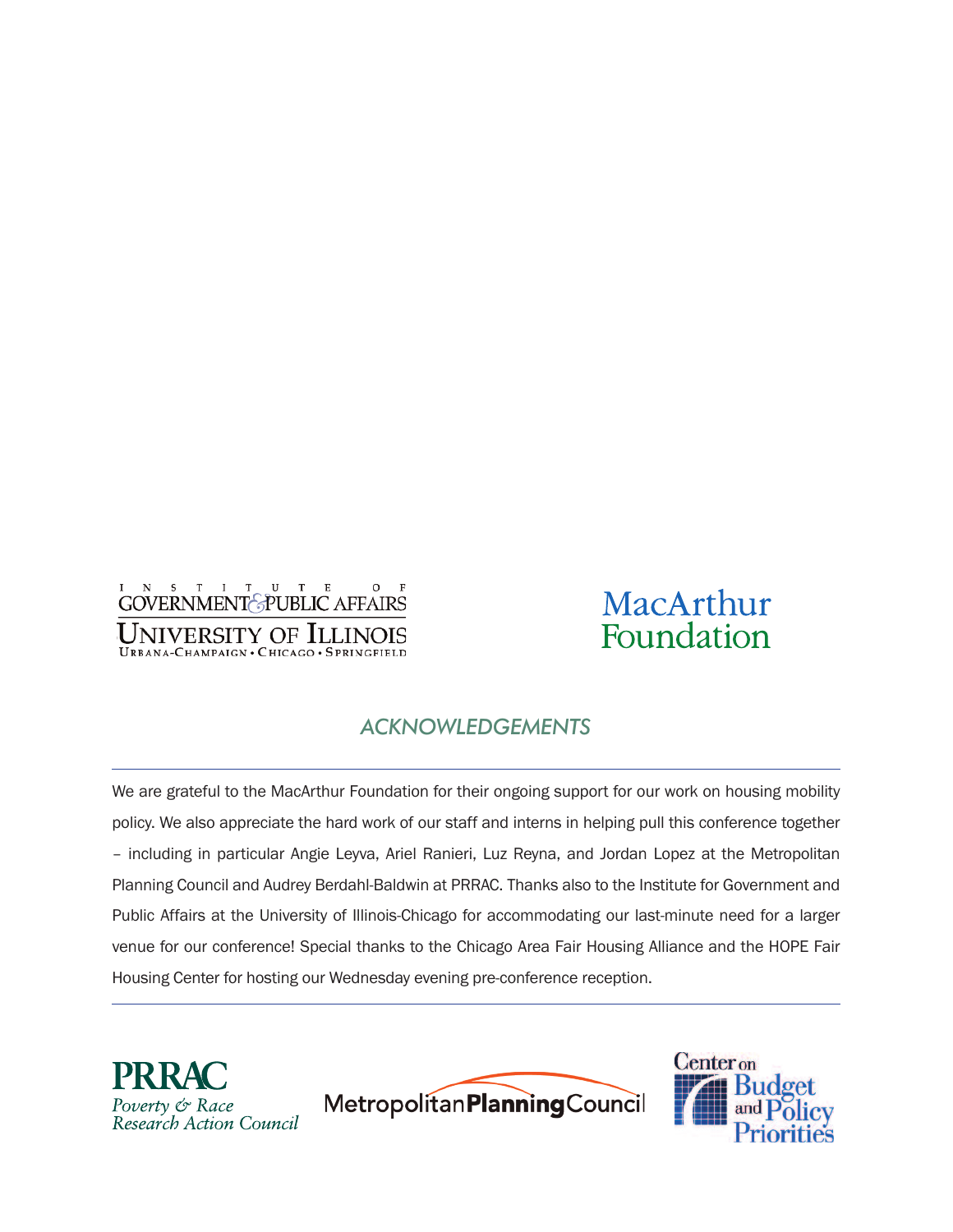INSTITUTE OF GOVERNMENT & PUBLIC AFFAIRS

UNIVERSITY OF ILLINOIS

URBANA-CHAMPAIGN • CHICAGO • SPRINGFIELD

MacArthur Foundation

## *ACKNOWLEDGEMENTS*

We are grateful to the MacArthur Foundation for their ongoing support for our work on housing mobility policy. We also appreciate the hard work of our staff and interns in helping pull this conference together – including in particular Angie Leyva, Ariel Ranieri, Luz Reyna, and Jordan Lopez at the Metropolitan Planning Council and Audrey Berdahl-Baldwin at PRRAC. Thanks also to the Institute for Government and Public Affairs at the University of Illinois-Chicago for accommodating our last-minute need for a larger venue for our conference! Special thanks to the Chicago Area Fair Housing Alliance and the HOPE Fair Housing Center for hosting our Wednesday evening pre-conference reception.

PRRAC
*Poverty & Race Research Action Council*

Metropolitan Planning Council

Center on Budget and Policy Priorities